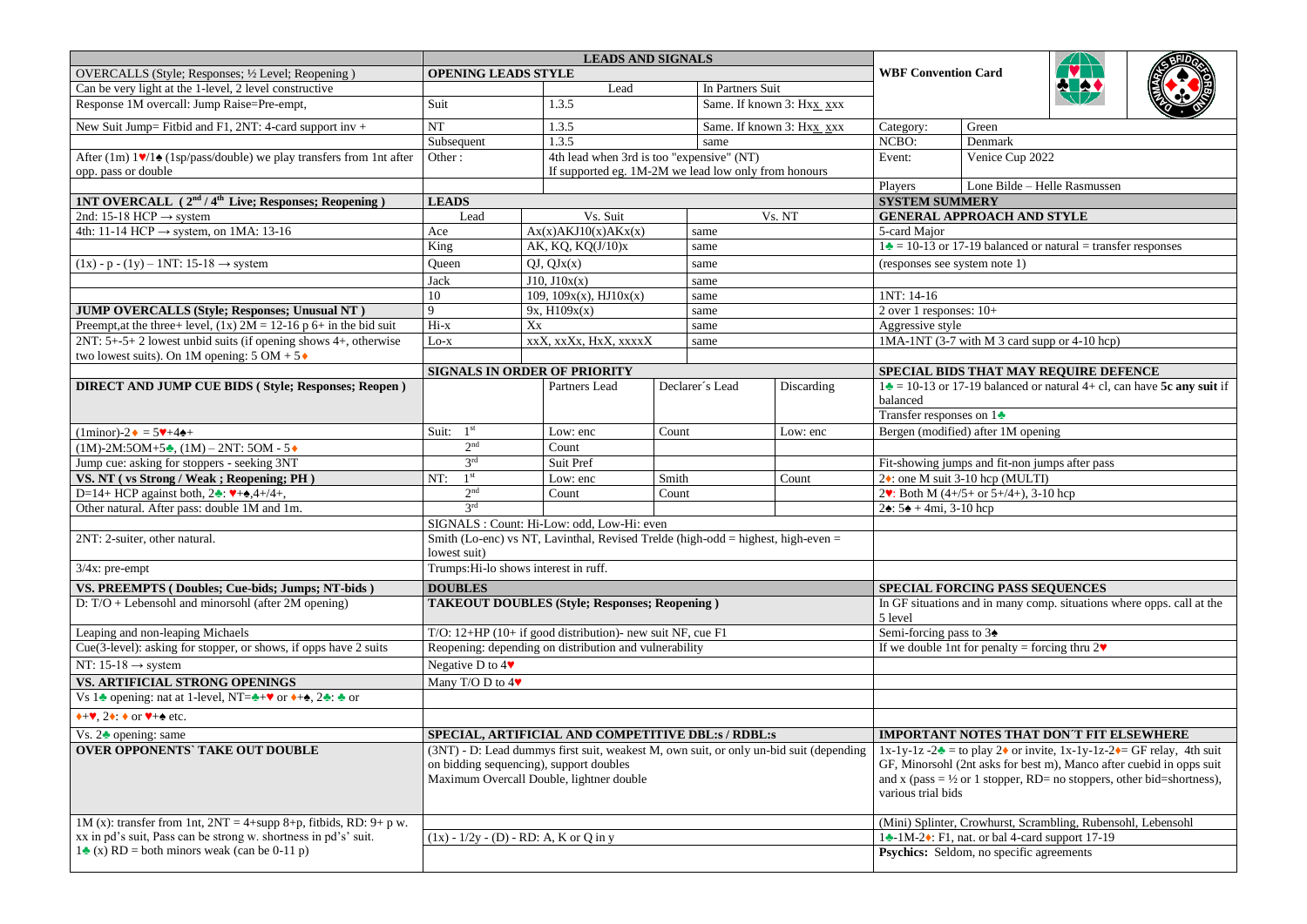# WBF Convention Card

| | |
|---|---|
| Category: | Green |
| NCBO: | Denmark |
| Event: | Venice Cup 2022 |
| Players | Lone Bilde – Helle Rasmussen |

## SYSTEM SUMMARY

### GENERAL APPROACH AND STYLE

5-card Major

1♣ = 10-13 or 17-19 balanced or natural = transfer responses

(responses see system note 1)

1NT: 14-16

2 over 1 responses: 10+

Aggressive style

1MA-1NT (3-7 with M 3 card supp or 4-10 hcp)

### SPECIAL BIDS THAT MAY REQUIRE DEFENCE

1♣ = 10-13 or 17-19 balanced or natural 4+ cl, can have **5c any suit** if balanced

Transfer responses on 1♣

Bergen (modified) after 1M opening

Fit-showing jumps and fit-non jumps after pass

2♦: one M suit 3-10 hcp (MULTI)

2♥: Both M (4+/5+ or 5+/4+), 3-10 hcp

2♠: 5♠ + 4mi, 3-10 hcp

### SPECIAL FORCING PASS SEQUENCES

In GF situations and in many comp. situations where opps. call at the 5 level

Semi-forcing pass to 3♠

If we double 1nt for penalty = forcing thru 2♥

### IMPORTANT NOTES THAT DON´T FIT ELSEWHERE

1x-1y-1z -2♣ = to play 2♦ or invite, 1x-1y-1z-2♦= GF relay, 4th suit GF, Minorsohl (2nt asks for best m), Manco after cuebid in opps suit and x (pass = ½ or 1 stopper, RD= no stoppers, other bid=shortness), various trial bids

(Mini) Splinter, Crowhurst, Scrambling, Rubensohl, Lebensohl

1♣-1M-2♦: F1, nat. or bal 4-card support 17-19

**Psychics:** Seldom, no specific agreements

## OVERCALLS (Style; Responses; ½ Level; Reopening )

Can be very light at the 1-level, 2 level constructive

Response 1M overcall: Jump Raise=Pre-empt,

New Suit Jump= Fitbid and F1, 2NT: 4-card support inv +

After (1m) 1♥/1♠ (1sp/pass/double) we play transfers from 1nt after opp. pass or double

## 1NT OVERCALL ( 2nd / 4th Live; Responses; Reopening )

2nd: 15-18 HCP → system

4th: 11-14 HCP → system, on 1MA: 13-16

(1x) - p - (1y) – 1NT: 15-18 → system

## JUMP OVERCALLS (Style; Responses; Unusual NT )

Preempt,at the three+ level, (1x) 2M = 12-16 p 6+ in the bid suit

2NT: 5+-5+ 2 lowest unbid suits (if opening shows 4+, otherwise two lowest suits). On 1M opening: 5 OM + 5♦

## DIRECT AND JUMP CUE BIDS ( Style; Responses; Reopen )

(1minor)-2♦ = 5♥+4♠+

(1M)-2M:5OM+5♣, (1M) – 2NT: 5OM - 5♦

Jump cue: asking for stoppers - seeking 3NT

## VS. NT ( vs Strong / Weak ; Reopening; PH )

D=14+ HCP against both, 2♣: ♥+♠,4+/4+,

Other natural. After pass: double 1M and 1m.

2NT: 2-suiter, other natural.

3/4x: pre-empt

## VS. PREEMPTS ( Doubles; Cue-bids; Jumps; NT-bids )

D: T/O + Lebensohl and minorsohl (after 2M opening)

Leaping and non-leaping Michaels

Cue(3-level): asking for stopper, or shows, if opps have 2 suits

NT: 15-18 → system

## VS. ARTIFICIAL STRONG OPENINGS

Vs 1♣ opening: nat at 1-level, NT=♣+♥ or ♦+♠, 2♣: ♣ or ♦+♥, 2♦: ♦ or ♥+♠ etc.

Vs. 2♣ opening: same

## OVER OPPONENTS` TAKE OUT DOUBLE

1M (x): transfer from 1nt, 2NT = 4+supp 8+p, fitbids, RD: 9+ p w. xx in pd's suit, Pass can be strong w. shortness in pd's' suit.

1♣ (x) RD = both minors weak (can be 0-11 p)

## LEADS AND SIGNALS

### OPENING LEADS STYLE

| | Lead | In Partners Suit |
|---|---|---|
| Suit | 1.3.5 | Same. If known 3: Hxx xxx |
| NT | 1.3.5 | Same. If known 3: Hxx xxx |
| Subsequent | 1.3.5 | same |
| Other : | 4th lead when 3rd is too "expensive" (NT)<br>If supported eg. 1M-2M we lead low only from honours | |

### LEADS

| Lead | Vs. Suit | Vs. NT |
|---|---|---|
| Ace | Ax(x)AKJ10(x)AKx(x) | same |
| King | AK, KQ, KQ(J/10)x | same |
| Queen | QJ, QJx(x) | same |
| Jack | J10, J10x(x) | same |
| 10 | 109, 109x(x), HJ10x(x) | same |
| 9 | 9x, H109x(x) | same |
| Hi-x | Xx | same |
| Lo-x | xxX, xxXx, HxX, xxxxX | same |

### SIGNALS IN ORDER OF PRIORITY

| | | Partners Lead | Declarer´s Lead | Discarding |
|---|---|---|---|---|
| Suit: | 1st | Low: enc | Count | Low: enc |
| | 2nd | Count | | |
| | 3rd | Suit Pref | | |
| NT: | 1st | Low: enc | Smith | Count |
| | 2nd | Count | Count | |
| | 3rd | | | |

SIGNALS : Count: Hi-Low: odd, Low-Hi: even

Smith (Lo-enc) vs NT, Lavinthal, Revised Trelde (high-odd = highest, high-even = lowest suit)

Trumps:Hi-lo shows interest in ruff.

## DOUBLES

### TAKEOUT DOUBLES (Style; Responses; Reopening )

T/O: 12+HP (10+ if good distribution)- new suit NF, cue F1

Reopening: depending on distribution and vulnerability

Negative D to 4♥

Many T/O D to 4♥

### SPECIAL, ARTIFICIAL AND COMPETITIVE DBL:s / RDBL:s

(3NT) - D: Lead dummys first suit, weakest M, own suit, or only un-bid suit (depending on bidding sequencing), support doubles

Maximum Overcall Double, lightner double

(1x) - 1/2y - (D) - RD: A, K or Q in y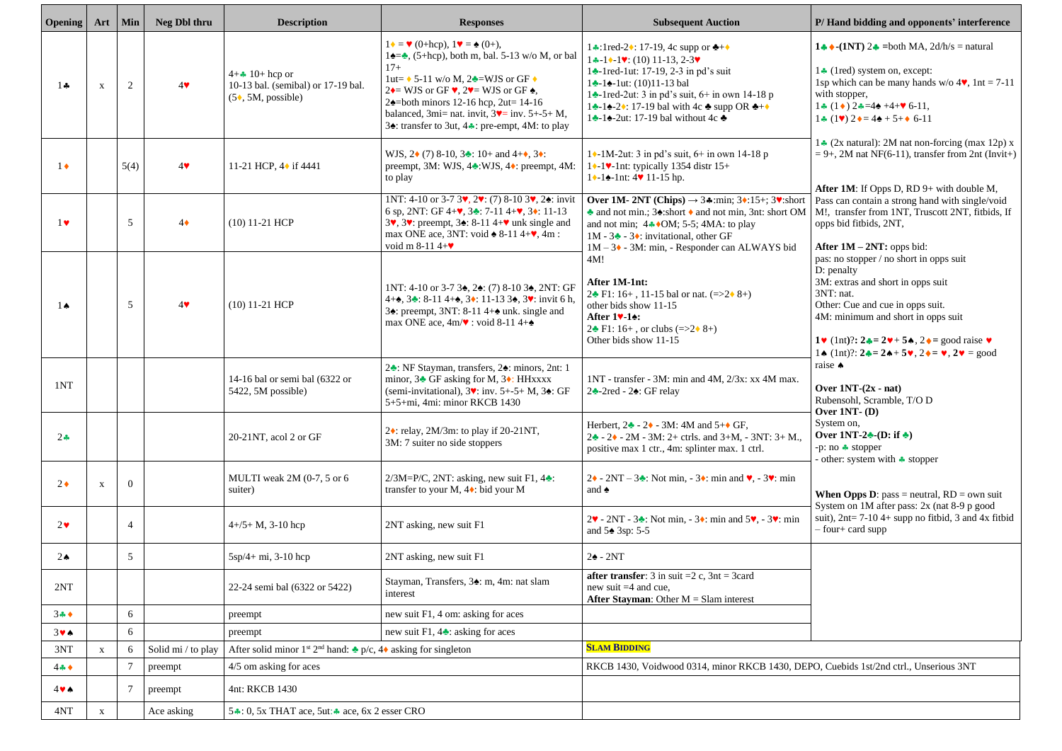| Opening | Art | Min | Neg Dbl thru | Description | Responses | Subsequent Auction | P/ Hand bidding and opponents' interference |
|---|---|---|---|---|---|---|---|
| 1♣ | x | 2 | 4♥ | 4+♣ 10+ hcp or 10-13 bal. (semibal) or 17-19 bal. (5♦, 5M, possible) | 1♦ = ♥ (0+hcp), 1♥ = ♠ (0+), 1♠=♣, (5+hcp), both m, bal. 5-13 w/o M, or bal 17+ 1ut= ♦ 5-11 w/o M, 2♣=WJS or GF ♦ 2♦= WJS or GF ♥, 2♥= WJS or GF ♠, 2♠=both minors 12-16 hcp, 2ut= 14-16 balanced, 3mi= nat. invit, 3♥= inv. 5+-5+ M, 3♠: transfer to 3ut, 4♣: pre-empt, 4M: to play | 1♣:1red-2♦: 17-19, 4c supp or ♣+♦ 1♣-1♦-1♥: (10) 11-13, 2-3♥ 1♣-1red-1ut: 17-19, 2-3 in pd's suit 1♣-1♠-1ut: (10)11-13 bal 1♣-1red-2ut: 3 in pd's suit, 6+ in own 14-18 p 1♣-1♠-2♦: 17-19 bal with 4c ♣ supp OR ♣+♦ 1♣-1♠-2ut: 17-19 bal without 4c ♣ | 1♣♦-(1NT) 2♣ =both MA, 2d/h/s = natural<br><br>1♣ (1red) system on, except: 1sp which can be many hands w/o 4♥, 1nt = 7-11 with stopper, 1♣ (1♦) 2♣=4♠ +4+♥ 6-11, 1♣ (1♥) 2♦= 4♠ + 5+♦ 6-11<br><br>1♣ (2x natural): 2M nat non-forcing (max 12p) x = 9+, 2M nat NF(6-11), transfer from 2nt (Invit+)<br><br>**After 1M**: If Opps D, RD 9+ with double M, Pass can contain a strong hand with single/void M!, transfer from 1NT, Truscott 2NT, fitbids, If opps bid fitbids, 2NT,<br><br>**After 1M – 2NT:** opps bid: pas: no stopper / no short in opps suit D: penalty 3M: extras and short in opps suit 3NT: nat. Other: Cue and cue in opps suit. 4M: minimum and short in opps suit<br><br>1♥ (1nt)?: **2♣= 2♥+ 5♠**, **2♦=** good raise ♥ 1♠ (1nt)?: **2♣= 2♠+ 5♥**, **2♦=** ♥, **2♥** = good raise ♠<br><br>**Over 1NT-(2x - nat)** Rubensohl, Scramble, T/O D **Over 1NT- (D)** System on, **Over 1NT-2♣-(D: if ♣)** -p: no ♣ stopper - other: system with ♣ stopper<br><br>**When Opps D**: pass = neutral, RD = own suit System on 1M after pass: 2x (nat 8-9 p good suit), 2nt= 7-10 4+ supp no fitbid, 3 and 4x fitbid – four+ card supp |
| 1♦ | | 5(4) | 4♥ | 11-21 HCP, 4♦ if 4441 | WJS, 2♦ (7) 8-10, 3♣: 10+ and 4+♦, 3♦: preempt, 3M: WJS, 4♣:WJS, 4♦: preempt, 4M: to play | 1♦-1M-2ut: 3 in pd's suit, 6+ in own 14-18 p 1♦-1♥-1nt: typically 1354 distr 15+ 1♦-1♠-1nt: 4♥ 11-15 hp. | |
| 1♥ | | 5 | 4♦ | (10) 11-21 HCP | 1NT: 4-10 or 3-7 3♥, 2♥: (7) 8-10 3♥, 2♠: invit 6 sp, 2NT: GF 4+♥, 3♣: 7-11 4+♥, 3♦: 11-13 3♥, 3♥: preempt, 3♠: 8-11 4+♥ unk single and max ONE ace, 3NT: void ♠ 8-11 4+♥, 4m : void m 8-11 4+♥ | **Over 1M- 2NT (Chips)** → 3♣:min; 3♦:15+; 3♥:short ♣ and not min.; 3♠:short ♦ and not min, 3nt: short OM and not min; 4♣♦OM; 5-5; 4MA: to play 1M - 3♣ - 3♦: invitational, other GF 1M – 3♦ - 3M: min, - Responder can ALWAYS bid 4M!<br><br>**After 1M-1nt:** 2♣ F1: 16+ , 11-15 bal or nat. (=>2♦ 8+) other bids show 11-15 **After 1♥-1♠:** 2♣ F1: 16+ , or clubs (=>2♦ 8+) Other bids show 11-15 | |
| 1♠ | | 5 | 4♥ | (10) 11-21 HCP | 1NT: 4-10 or 3-7 3♠, 2♠: (7) 8-10 3♠, 2NT: GF 4+♠, 3♣: 8-11 4+♠, 3♦: 11-13 3♠, 3♥: invit 6 h, 3♠: preempt, 3NT: 8-11 4+♠ unk. single and max ONE ace, 4m/♥ : void 8-11 4+♠ | | |
| 1NT | | | | 14-16 bal or semi bal (6322 or 5422, 5M possible) | 2♣: NF Stayman, transfers, 2♠: minors, 2nt: 1 minor, 3♣ GF asking for M, 3♦: HHxxxx (semi-invitational), 3♥: inv. 5+-5+ M, 3♠: GF 5+5+mi, 4mi: minor RKCB 1430 | 1NT - transfer - 3M: min and 4M, 2/3x: xx 4M max. 2♣-2red - 2♠: GF relay | |
| 2♣ | | | | 20-21NT, acol 2 or GF | 2♦: relay, 2M/3m: to play if 20-21NT, 3M: 7 suiter no side stoppers | Herbert, 2♣ - 2♦ - 3M: 4M and 5+♦ GF, 2♣ - 2♦ - 2M - 3M: 2+ ctrls. and 3+M, - 3NT: 3+ M., positive max 1 ctr., 4m: splinter max. 1 ctrl. | |
| 2♦ | x | 0 | | MULTI weak 2M (0-7, 5 or 6 suiter) | 2/3M=P/C, 2NT: asking, new suit F1, 4♣: transfer to your M, 4♦: bid your M | 2♦ - 2NT – 3♣: Not min, - 3♦: min and ♥, - 3♥: min and ♠ | |
| 2♥ | | 4 | | 4+/5+ M, 3-10 hcp | 2NT asking, new suit F1 | 2♥ - 2NT - 3♣: Not min, - 3♦: min and 5♥, - 3♥: min and 5♠ 3sp: 5-5 | |
| 2♠ | | 5 | | 5sp/4+ mi, 3-10 hcp | 2NT asking, new suit F1 | 2♠ - 2NT | |
| 2NT | | | | 22-24 semi bal (6322 or 5422) | Stayman, Transfers, 3♠: m, 4m: nat slam interest | **after transfer**: 3 in suit =2 c, 3nt = 3card new suit =4 and cue, **After Stayman**: Other M = Slam interest | |
| 3♣♦ | | 6 | | preempt | new suit F1, 4 om: asking for aces | | |
| 3♥♠ | | 6 | | preempt | new suit F1, 4♣: asking for aces | | |
| 3NT | x | 6 | Solid mi / to play | After solid minor 1st 2nd hand: ♣ p/c, 4♦ asking for singleton | | **SLAM BIDDING** | |
| 4♣♦ | | 7 | preempt | 4/5 om asking for aces | | RKCB 1430, Voidwood 0314, minor RKCB 1430, DEPO, Cuebids 1st/2nd ctrl., Unserious 3NT | |
| 4♥♠ | | 7 | preempt | 4nt: RKCB 1430 | | | |
| 4NT | x | | Ace asking | 5♣: 0, 5x THAT ace, 5ut:♣ ace, 6x 2 esser CRO | | | |